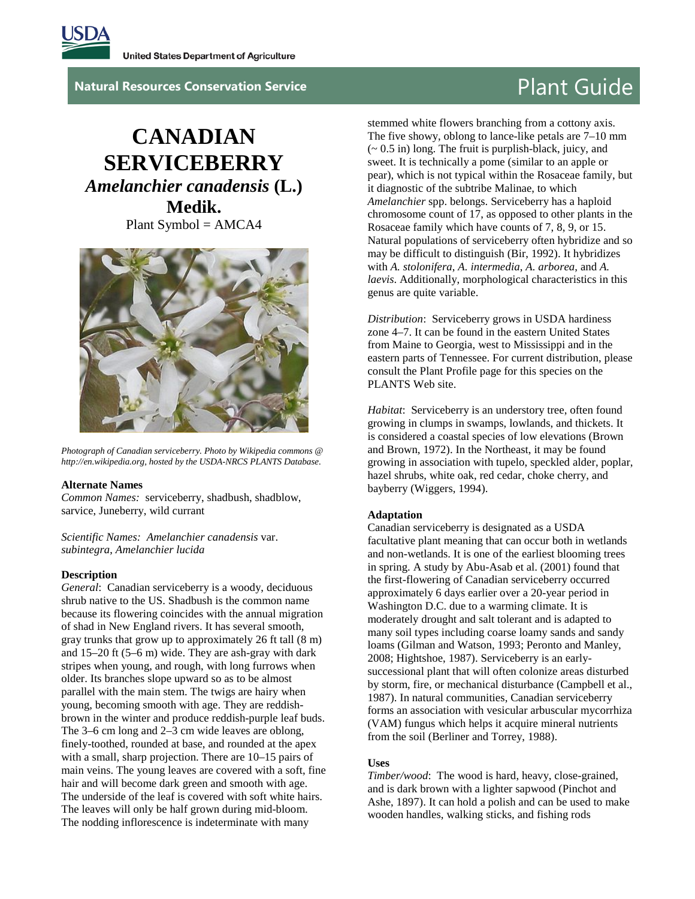# CANADIAN SERVICEBERRY

## *Amelanchier canadensis* (L.) Medik.

Plant Symbol = AMCA4

*Photograph of Canadian serviceberry. Photo by Wikipedia commons @ http://en.wikipedia.org, hosted by the USDA-NRCS PLANTS Database.*

### Alternate Names

*Common Names:* serviceberry, shadbush, shadblow, sarvice, Juneberry, wild currant

*Scientific Names: Amelanchier canadensis* var. *subintegra*, *Amelanchier lucida*

### Description

*General*: Canadian serviceberry is a woody, deciduous shrub native to the US. Shadbush is the common name because its flowering coincides with the annual migration of shad in New England rivers. It has several smooth, gray trunks that grow up to approximately 26 ft tall (8 m) and 15–20 ft (5–6 m) wide. They are ash-gray with dark stripes when young, and rough, with long furrows when older. Its branches slope upward so as to be almost parallel with the main stem. The twigs are hairy when young, becoming smooth with age. They are reddish-brown in the winter and produce reddish-purple leaf buds. The 3–6 cm long and 2–3 cm wide leaves are oblong, finely-toothed, rounded at base, and rounded at the apex with a small, sharp projection. There are 10–15 pairs of main veins. The young leaves are covered with a soft, fine hair and will become dark green and smooth with age. The underside of the leaf is covered with soft white hairs. The leaves will only be half grown during mid-bloom. The nodding inflorescence is indeterminate with many stemmed white flowers branching from a cottony axis. The five showy, oblong to lance-like petals are 7–10 mm (~ 0.5 in) long. The fruit is purplish-black, juicy, and sweet. It is technically a pome (similar to an apple or pear), which is not typical within the Rosaceae family, but it diagnostic of the subtribe Malinae, to which *Amelanchier* spp. belongs. Serviceberry has a haploid chromosome count of 17, as opposed to other plants in the Rosaceae family which have counts of 7, 8, 9, or 15. Natural populations of serviceberry often hybridize and so may be difficult to distinguish (Bir, 1992). It hybridizes with *A. stolonifera*, *A. intermedia*, *A. arborea*, and *A. laevis*. Additionally, morphological characteristics in this genus are quite variable.

*Distribution*: Serviceberry grows in USDA hardiness zone 4–7. It can be found in the eastern United States from Maine to Georgia, west to Mississippi and in the eastern parts of Tennessee. For current distribution, please consult the Plant Profile page for this species on the PLANTS Web site.

*Habitat*: Serviceberry is an understory tree, often found growing in clumps in swamps, lowlands, and thickets. It is considered a coastal species of low elevations (Brown and Brown, 1972). In the Northeast, it may be found growing in association with tupelo, speckled alder, poplar, hazel shrubs, white oak, red cedar, choke cherry, and bayberry (Wiggers, 1994).

### Adaptation

Canadian serviceberry is designated as a USDA facultative plant meaning that can occur both in wetlands and non-wetlands. It is one of the earliest blooming trees in spring. A study by Abu-Asab et al. (2001) found that the first-flowering of Canadian serviceberry occurred approximately 6 days earlier over a 20-year period in Washington D.C. due to a warming climate. It is moderately drought and salt tolerant and is adapted to many soil types including coarse loamy sands and sandy loams (Gilman and Watson, 1993; Peronto and Manley, 2008; Hightshoe, 1987). Serviceberry is an early-successional plant that will often colonize areas disturbed by storm, fire, or mechanical disturbance (Campbell et al., 1987). In natural communities, Canadian serviceberry forms an association with vesicular arbuscular mycorrhiza (VAM) fungus which helps it acquire mineral nutrients from the soil (Berliner and Torrey, 1988).

### Uses

*Timber/wood*: The wood is hard, heavy, close-grained, and is dark brown with a lighter sapwood (Pinchot and Ashe, 1897). It can hold a polish and can be used to make wooden handles, walking sticks, and fishing rods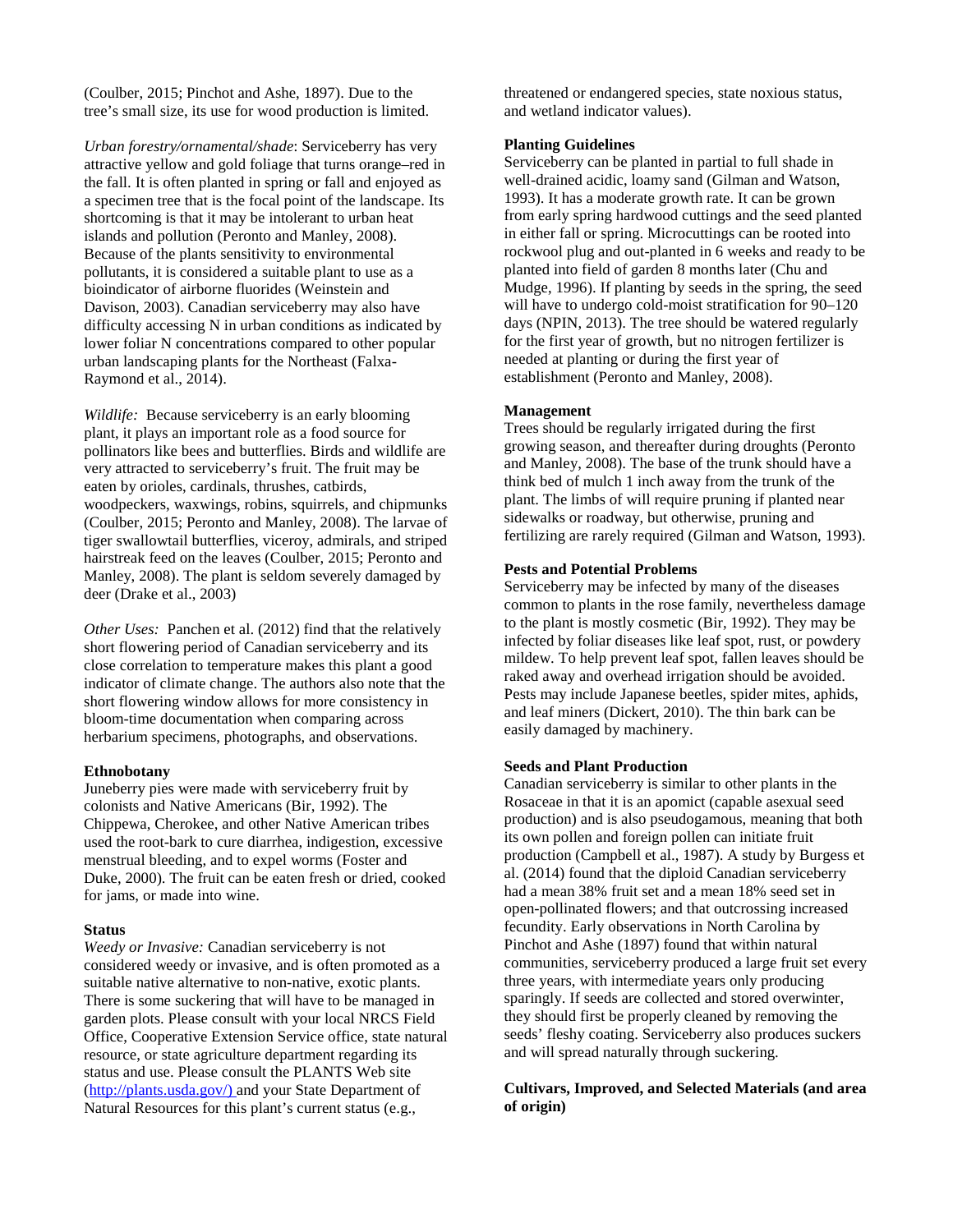(Coulber, 2015; Pinchot and Ashe, 1897). Due to the tree's small size, its use for wood production is limited.

*Urban forestry/ornamental/shade*: Serviceberry has very attractive yellow and gold foliage that turns orange–red in the fall. It is often planted in spring or fall and enjoyed as a specimen tree that is the focal point of the landscape. Its shortcoming is that it may be intolerant to urban heat islands and pollution (Peronto and Manley, 2008). Because of the plants sensitivity to environmental pollutants, it is considered a suitable plant to use as a bioindicator of airborne fluorides (Weinstein and Davison, 2003). Canadian serviceberry may also have difficulty accessing N in urban conditions as indicated by lower foliar N concentrations compared to other popular urban landscaping plants for the Northeast (Falxa-Raymond et al., 2014).

*Wildlife:* Because serviceberry is an early blooming plant, it plays an important role as a food source for pollinators like bees and butterflies. Birds and wildlife are very attracted to serviceberry's fruit. The fruit may be eaten by orioles, cardinals, thrushes, catbirds, woodpeckers, waxwings, robins, squirrels, and chipmunks (Coulber, 2015; Peronto and Manley, 2008). The larvae of tiger swallowtail butterflies, viceroy, admirals, and striped hairstreak feed on the leaves (Coulber, 2015; Peronto and Manley, 2008). The plant is seldom severely damaged by deer (Drake et al., 2003)

*Other Uses:* Panchen et al. (2012) find that the relatively short flowering period of Canadian serviceberry and its close correlation to temperature makes this plant a good indicator of climate change. The authors also note that the short flowering window allows for more consistency in bloom-time documentation when comparing across herbarium specimens, photographs, and observations.

**Ethnobotany**

Juneberry pies were made with serviceberry fruit by colonists and Native Americans (Bir, 1992). The Chippewa, Cherokee, and other Native American tribes used the root-bark to cure diarrhea, indigestion, excessive menstrual bleeding, and to expel worms (Foster and Duke, 2000). The fruit can be eaten fresh or dried, cooked for jams, or made into wine.

**Status**

*Weedy or Invasive:* Canadian serviceberry is not considered weedy or invasive, and is often promoted as a suitable native alternative to non-native, exotic plants. There is some suckering that will have to be managed in garden plots. Please consult with your local NRCS Field Office, Cooperative Extension Service office, state natural resource, or state agriculture department regarding its status and use. Please consult the PLANTS Web site (http://plants.usda.gov/) and your State Department of Natural Resources for this plant's current status (e.g., threatened or endangered species, state noxious status, and wetland indicator values).

**Planting Guidelines**

Serviceberry can be planted in partial to full shade in well-drained acidic, loamy sand (Gilman and Watson, 1993). It has a moderate growth rate. It can be grown from early spring hardwood cuttings and the seed planted in either fall or spring. Microcuttings can be rooted into rockwool plug and out-planted in 6 weeks and ready to be planted into field of garden 8 months later (Chu and Mudge, 1996). If planting by seeds in the spring, the seed will have to undergo cold-moist stratification for 90–120 days (NPIN, 2013). The tree should be watered regularly for the first year of growth, but no nitrogen fertilizer is needed at planting or during the first year of establishment (Peronto and Manley, 2008).

**Management**

Trees should be regularly irrigated during the first growing season, and thereafter during droughts (Peronto and Manley, 2008). The base of the trunk should have a think bed of mulch 1 inch away from the trunk of the plant. The limbs of will require pruning if planted near sidewalks or roadway, but otherwise, pruning and fertilizing are rarely required (Gilman and Watson, 1993).

**Pests and Potential Problems**

Serviceberry may be infected by many of the diseases common to plants in the rose family, nevertheless damage to the plant is mostly cosmetic (Bir, 1992). They may be infected by foliar diseases like leaf spot, rust, or powdery mildew. To help prevent leaf spot, fallen leaves should be raked away and overhead irrigation should be avoided. Pests may include Japanese beetles, spider mites, aphids, and leaf miners (Dickert, 2010). The thin bark can be easily damaged by machinery.

**Seeds and Plant Production**

Canadian serviceberry is similar to other plants in the Rosaceae in that it is an apomict (capable asexual seed production) and is also pseudogamous, meaning that both its own pollen and foreign pollen can initiate fruit production (Campbell et al., 1987). A study by Burgess et al. (2014) found that the diploid Canadian serviceberry had a mean 38% fruit set and a mean 18% seed set in open-pollinated flowers; and that outcrossing increased fecundity. Early observations in North Carolina by Pinchot and Ashe (1897) found that within natural communities, serviceberry produced a large fruit set every three years, with intermediate years only producing sparingly. If seeds are collected and stored overwinter, they should first be properly cleaned by removing the seeds' fleshy coating. Serviceberry also produces suckers and will spread naturally through suckering.

**Cultivars, Improved, and Selected Materials (and area of origin)**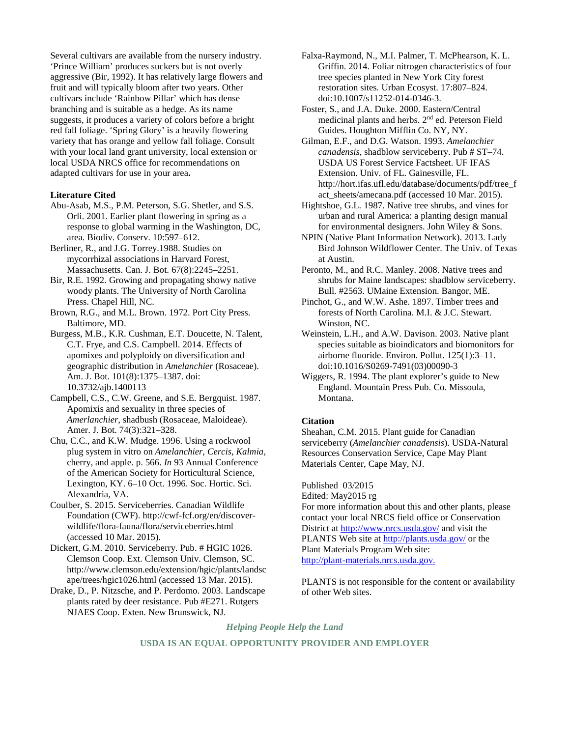Several cultivars are available from the nursery industry. 'Prince William' produces suckers but is not overly aggressive (Bir, 1992). It has relatively large flowers and fruit and will typically bloom after two years. Other cultivars include 'Rainbow Pillar' which has dense branching and is suitable as a hedge. As its name suggests, it produces a variety of colors before a bright red fall foliage. 'Spring Glory' is a heavily flowering variety that has orange and yellow fall foliage. Consult with your local land grant university, local extension or local USDA NRCS office for recommendations on adapted cultivars for use in your area**.**

**Literature Cited**

Abu-Asab, M.S., P.M. Peterson, S.G. Shetler, and S.S. Orli. 2001. Earlier plant flowering in spring as a response to global warming in the Washington, DC, area. Biodiv. Conserv. 10:597–612.

Berliner, R., and J.G. Torrey.1988. Studies on mycorrhizal associations in Harvard Forest, Massachusetts. Can. J. Bot. 67(8):2245–2251.

Bir, R.E. 1992. Growing and propagating showy native woody plants. The University of North Carolina Press. Chapel Hill, NC.

Brown, R.G., and M.L. Brown. 1972. Port City Press. Baltimore, MD.

Burgess, M.B., K.R. Cushman, E.T. Doucette, N. Talent, C.T. Frye, and C.S. Campbell. 2014. Effects of apomixes and polyploidy on diversification and geographic distribution in *Amelanchier* (Rosaceae). Am. J. Bot. 101(8):1375–1387. doi: 10.3732/ajb.1400113

Campbell, C.S., C.W. Greene, and S.E. Bergquist. 1987. Apomixis and sexuality in three species of *Amerlanchier*, shadbush (Rosaceae, Maloideae). Amer. J. Bot. 74(3):321–328.

Chu, C.C., and K.W. Mudge. 1996. Using a rockwool plug system in vitro on *Amelanchier*, *Cercis*, *Kalmia*, cherry, and apple. p. 566. *In* 93 Annual Conference of the American Society for Horticultural Science, Lexington, KY. 6–10 Oct. 1996. Soc. Hortic. Sci. Alexandria, VA.

Coulber, S. 2015. Serviceberries. Canadian Wildlife Foundation (CWF). http://cwf-fcf.org/en/discover-wildlife/flora-fauna/flora/serviceberries.html (accessed 10 Mar. 2015).

Dickert, G.M. 2010. Serviceberry. Pub. # HGIC 1026. Clemson Coop. Ext. Clemson Univ. Clemson, SC. http://www.clemson.edu/extension/hgic/plants/landscape/trees/hgic1026.html (accessed 13 Mar. 2015).

Drake, D., P. Nitzsche, and P. Perdomo. 2003. Landscape plants rated by deer resistance. Pub #E271. Rutgers NJAES Coop. Exten. New Brunswick, NJ.

Falxa-Raymond, N., M.I. Palmer, T. McPhearson, K. L. Griffin. 2014. Foliar nitrogen characteristics of four tree species planted in New York City forest restoration sites. Urban Ecosyst. 17:807–824. doi:10.1007/s11252-014-0346-3.

Foster, S., and J.A. Duke. 2000. Eastern/Central medicinal plants and herbs. 2nd ed. Peterson Field Guides. Houghton Mifflin Co. NY, NY.

Gilman, E.F., and D.G. Watson. 1993. *Amelanchier canadensis*, shadblow serviceberry. Pub # ST–74. USDA US Forest Service Factsheet. UF IFAS Extension. Univ. of FL. Gainesville, FL. http://hort.ifas.ufl.edu/database/documents/pdf/tree_fact_sheets/amecana.pdf (accessed 10 Mar. 2015).

Hightshoe, G.L. 1987. Native tree shrubs, and vines for urban and rural America: a planting design manual for environmental designers. John Wiley & Sons.

NPIN (Native Plant Information Network). 2013. Lady Bird Johnson Wildflower Center. The Univ. of Texas at Austin.

Peronto, M., and R.C. Manley. 2008. Native trees and shrubs for Maine landscapes: shadblow serviceberry. Bull. #2563. UMaine Extension. Bangor, ME.

Pinchot, G., and W.W. Ashe. 1897. Timber trees and forests of North Carolina. M.I. & J.C. Stewart. Winston, NC.

Weinstein, L.H., and A.W. Davison. 2003. Native plant species suitable as bioindicators and biomonitors for airborne fluoride. Environ. Pollut. 125(1):3–11. doi:10.1016/S0269-7491(03)00090-3

Wiggers, R. 1994. The plant explorer's guide to New England. Mountain Press Pub. Co. Missoula, Montana.

**Citation**

Sheahan, C.M. 2015. Plant guide for Canadian serviceberry (*Amelanchier canadensis*). USDA-Natural Resources Conservation Service, Cape May Plant Materials Center, Cape May, NJ.

Published 03/2015

Edited: May2015 rg

For more information about this and other plants, please contact your local NRCS field office or Conservation District at http://www.nrcs.usda.gov/ and visit the PLANTS Web site at http://plants.usda.gov/ or the Plant Materials Program Web site: http://plant-materials.nrcs.usda.gov.

PLANTS is not responsible for the content or availability of other Web sites.

*Helping People Help the Land*

**USDA IS AN EQUAL OPPORTUNITY PROVIDER AND EMPLOYER**